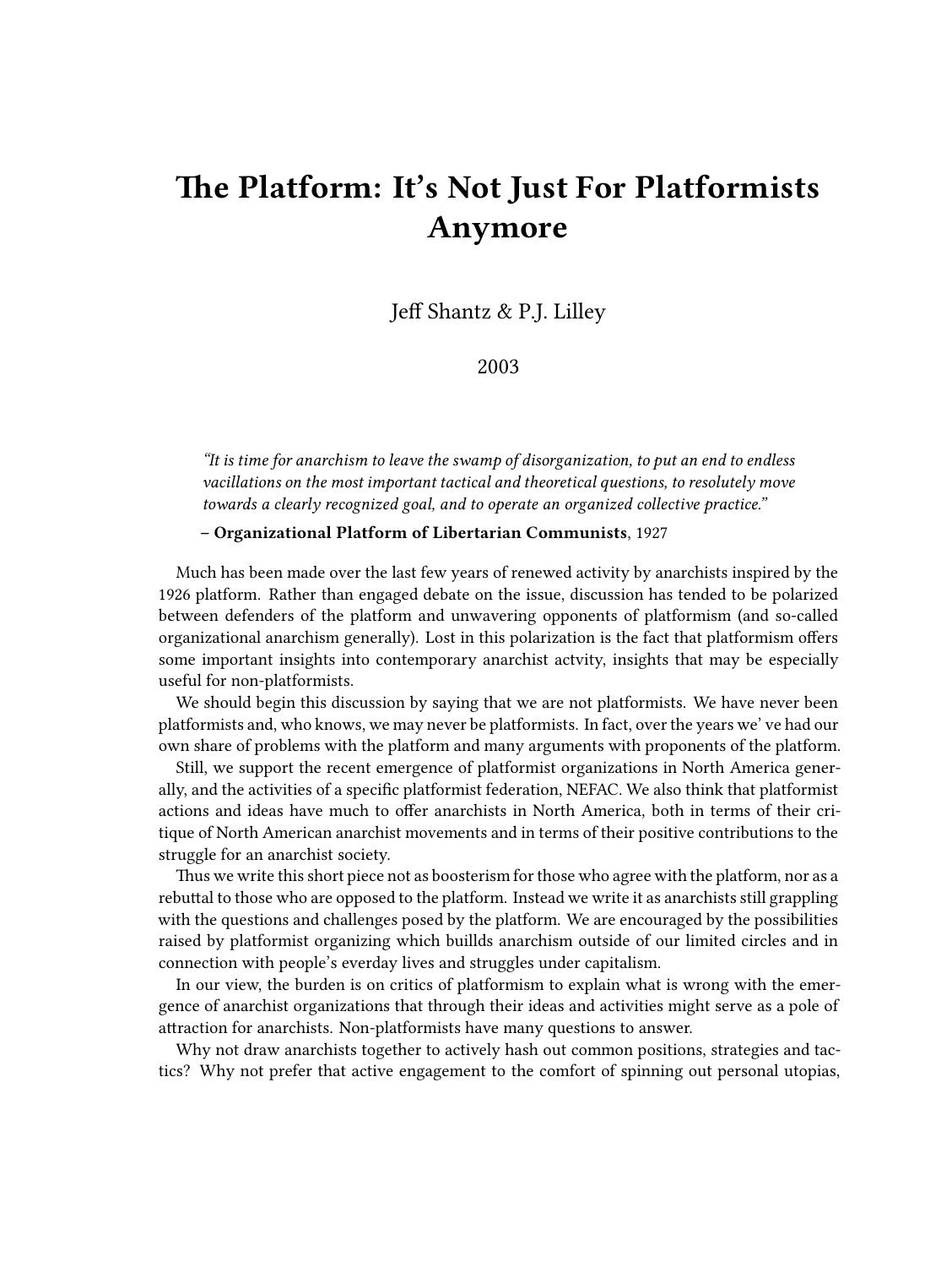# The Platform: It's Not Just For Platformists Anymore

Jeff Shantz & P.J. Lilley

2003

> *"It is time for anarchism to leave the swamp of disorganization, to put an end to endless vacillations on the most important tactical and theoretical questions, to resolutely move towards a clearly recognized goal, and to operate an organized collective practice."*
>
> **– Organizational Platform of Libertarian Communists**, 1927

Much has been made over the last few years of renewed activity by anarchists inspired by the 1926 platform. Rather than engaged debate on the issue, discussion has tended to be polarized between defenders of the platform and unwavering opponents of platformism (and so-called organizational anarchism generally). Lost in this polarization is the fact that platformism offers some important insights into contemporary anarchist actvity, insights that may be especially useful for non-platformists.

We should begin this discussion by saying that we are not platformists. We have never been platformists and, who knows, we may never be platformists. In fact, over the years we' ve had our own share of problems with the platform and many arguments with proponents of the platform.

Still, we support the recent emergence of platformist organizations in North America generally, and the activities of a specific platformist federation, NEFAC. We also think that platformist actions and ideas have much to offer anarchists in North America, both in terms of their critique of North American anarchist movements and in terms of their positive contributions to the struggle for an anarchist society.

Thus we write this short piece not as boosterism for those who agree with the platform, nor as a rebuttal to those who are opposed to the platform. Instead we write it as anarchists still grappling with the questions and challenges posed by the platform. We are encouraged by the possibilities raised by platformist organizing which buillds anarchism outside of our limited circles and in connection with people's everday lives and struggles under capitalism.

In our view, the burden is on critics of platformism to explain what is wrong with the emergence of anarchist organizations that through their ideas and activities might serve as a pole of attraction for anarchists. Non-platformists have many questions to answer.

Why not draw anarchists together to actively hash out common positions, strategies and tactics? Why not prefer that active engagement to the comfort of spinning out personal utopias,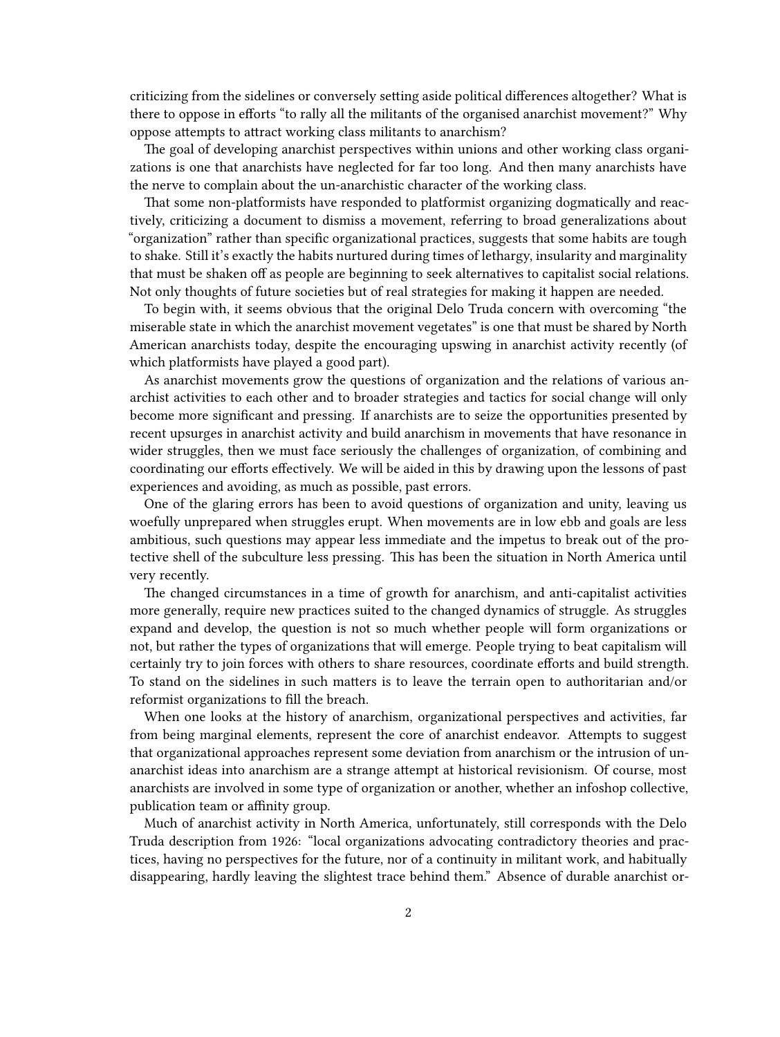criticizing from the sidelines or conversely setting aside political differences altogether? What is there to oppose in efforts "to rally all the militants of the organised anarchist movement?" Why oppose attempts to attract working class militants to anarchism?

The goal of developing anarchist perspectives within unions and other working class organizations is one that anarchists have neglected for far too long. And then many anarchists have the nerve to complain about the un-anarchistic character of the working class.

That some non-platformists have responded to platformist organizing dogmatically and reactively, criticizing a document to dismiss a movement, referring to broad generalizations about "organization" rather than specific organizational practices, suggests that some habits are tough to shake. Still it's exactly the habits nurtured during times of lethargy, insularity and marginality that must be shaken off as people are beginning to seek alternatives to capitalist social relations. Not only thoughts of future societies but of real strategies for making it happen are needed.

To begin with, it seems obvious that the original Delo Truda concern with overcoming "the miserable state in which the anarchist movement vegetates" is one that must be shared by North American anarchists today, despite the encouraging upswing in anarchist activity recently (of which platformists have played a good part).

As anarchist movements grow the questions of organization and the relations of various anarchist activities to each other and to broader strategies and tactics for social change will only become more significant and pressing. If anarchists are to seize the opportunities presented by recent upsurges in anarchist activity and build anarchism in movements that have resonance in wider struggles, then we must face seriously the challenges of organization, of combining and coordinating our efforts effectively. We will be aided in this by drawing upon the lessons of past experiences and avoiding, as much as possible, past errors.

One of the glaring errors has been to avoid questions of organization and unity, leaving us woefully unprepared when struggles erupt. When movements are in low ebb and goals are less ambitious, such questions may appear less immediate and the impetus to break out of the protective shell of the subculture less pressing. This has been the situation in North America until very recently.

The changed circumstances in a time of growth for anarchism, and anti-capitalist activities more generally, require new practices suited to the changed dynamics of struggle. As struggles expand and develop, the question is not so much whether people will form organizations or not, but rather the types of organizations that will emerge. People trying to beat capitalism will certainly try to join forces with others to share resources, coordinate efforts and build strength. To stand on the sidelines in such matters is to leave the terrain open to authoritarian and/or reformist organizations to fill the breach.

When one looks at the history of anarchism, organizational perspectives and activities, far from being marginal elements, represent the core of anarchist endeavor. Attempts to suggest that organizational approaches represent some deviation from anarchism or the intrusion of un-anarchist ideas into anarchism are a strange attempt at historical revisionism. Of course, most anarchists are involved in some type of organization or another, whether an infoshop collective, publication team or affinity group.

Much of anarchist activity in North America, unfortunately, still corresponds with the Delo Truda description from 1926: "local organizations advocating contradictory theories and practices, having no perspectives for the future, nor of a continuity in militant work, and habitually disappearing, hardly leaving the slightest trace behind them." Absence of durable anarchist or-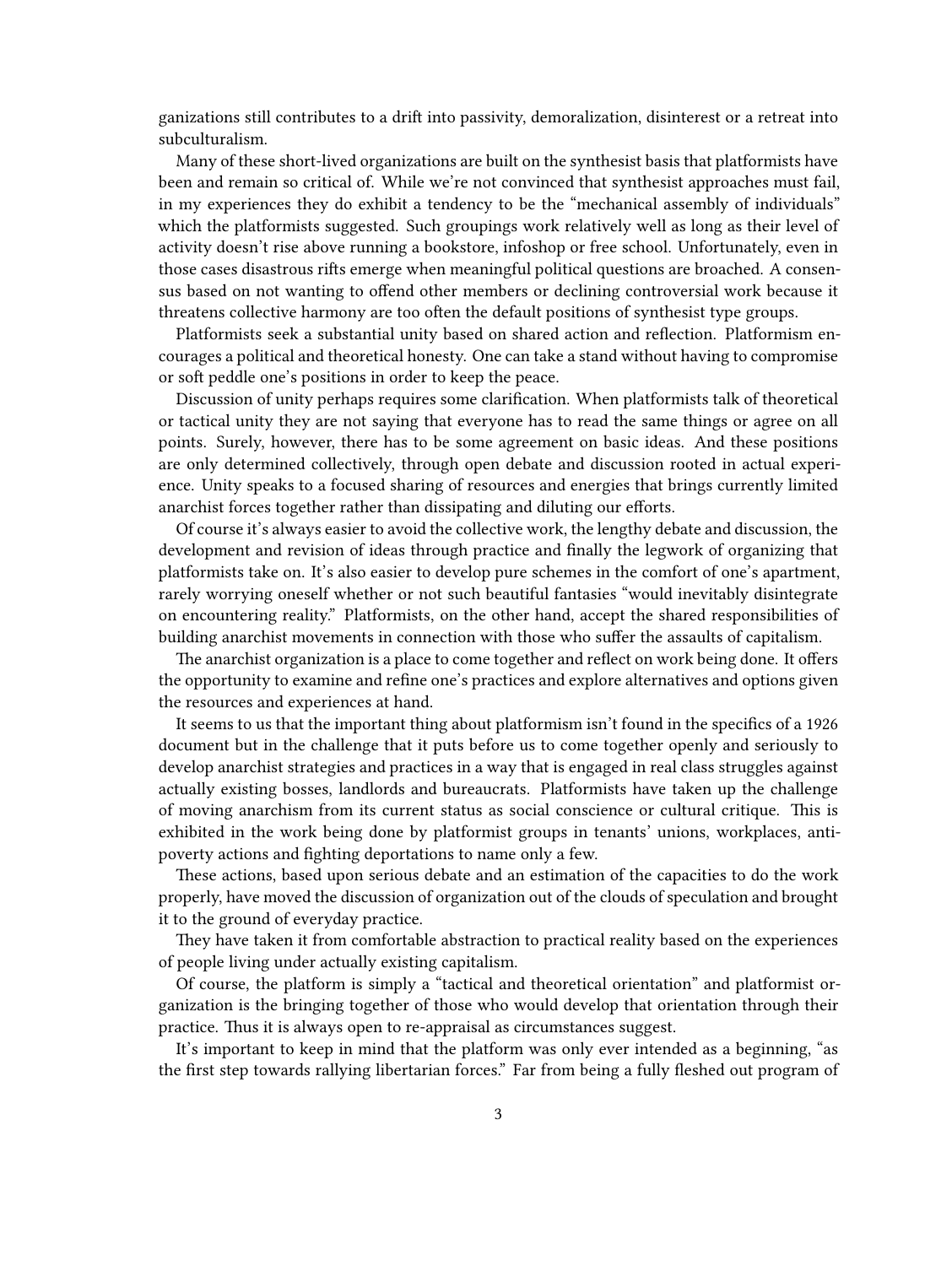ganizations still contributes to a drift into passivity, demoralization, disinterest or a retreat into subculturalism.

Many of these short-lived organizations are built on the synthesist basis that platformists have been and remain so critical of. While we're not convinced that synthesist approaches must fail, in my experiences they do exhibit a tendency to be the "mechanical assembly of individuals" which the platformists suggested. Such groupings work relatively well as long as their level of activity doesn't rise above running a bookstore, infoshop or free school. Unfortunately, even in those cases disastrous rifts emerge when meaningful political questions are broached. A consensus based on not wanting to offend other members or declining controversial work because it threatens collective harmony are too often the default positions of synthesist type groups.

Platformists seek a substantial unity based on shared action and reflection. Platformism encourages a political and theoretical honesty. One can take a stand without having to compromise or soft peddle one's positions in order to keep the peace.

Discussion of unity perhaps requires some clarification. When platformists talk of theoretical or tactical unity they are not saying that everyone has to read the same things or agree on all points. Surely, however, there has to be some agreement on basic ideas. And these positions are only determined collectively, through open debate and discussion rooted in actual experience. Unity speaks to a focused sharing of resources and energies that brings currently limited anarchist forces together rather than dissipating and diluting our efforts.

Of course it's always easier to avoid the collective work, the lengthy debate and discussion, the development and revision of ideas through practice and finally the legwork of organizing that platformists take on. It's also easier to develop pure schemes in the comfort of one's apartment, rarely worrying oneself whether or not such beautiful fantasies "would inevitably disintegrate on encountering reality." Platformists, on the other hand, accept the shared responsibilities of building anarchist movements in connection with those who suffer the assaults of capitalism.

The anarchist organization is a place to come together and reflect on work being done. It offers the opportunity to examine and refine one's practices and explore alternatives and options given the resources and experiences at hand.

It seems to us that the important thing about platformism isn't found in the specifics of a 1926 document but in the challenge that it puts before us to come together openly and seriously to develop anarchist strategies and practices in a way that is engaged in real class struggles against actually existing bosses, landlords and bureaucrats. Platformists have taken up the challenge of moving anarchism from its current status as social conscience or cultural critique. This is exhibited in the work being done by platformist groups in tenants' unions, workplaces, anti-poverty actions and fighting deportations to name only a few.

These actions, based upon serious debate and an estimation of the capacities to do the work properly, have moved the discussion of organization out of the clouds of speculation and brought it to the ground of everyday practice.

They have taken it from comfortable abstraction to practical reality based on the experiences of people living under actually existing capitalism.

Of course, the platform is simply a "tactical and theoretical orientation" and platformist organization is the bringing together of those who would develop that orientation through their practice. Thus it is always open to re-appraisal as circumstances suggest.

It's important to keep in mind that the platform was only ever intended as a beginning, "as the first step towards rallying libertarian forces." Far from being a fully fleshed out program of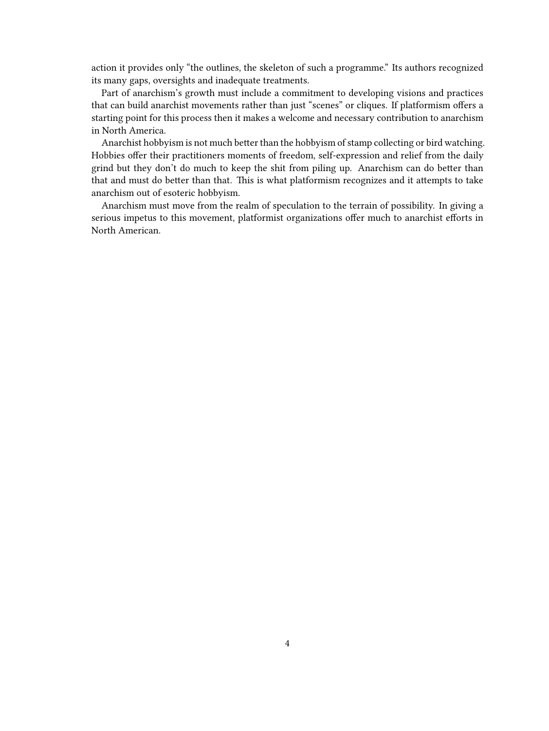action it provides only "the outlines, the skeleton of such a programme." Its authors recognized its many gaps, oversights and inadequate treatments.

Part of anarchism's growth must include a commitment to developing visions and practices that can build anarchist movements rather than just "scenes" or cliques. If platformism offers a starting point for this process then it makes a welcome and necessary contribution to anarchism in North America.

Anarchist hobbyism is not much better than the hobbyism of stamp collecting or bird watching. Hobbies offer their practitioners moments of freedom, self-expression and relief from the daily grind but they don't do much to keep the shit from piling up. Anarchism can do better than that and must do better than that. This is what platformism recognizes and it attempts to take anarchism out of esoteric hobbyism.

Anarchism must move from the realm of speculation to the terrain of possibility. In giving a serious impetus to this movement, platformist organizations offer much to anarchist efforts in North American.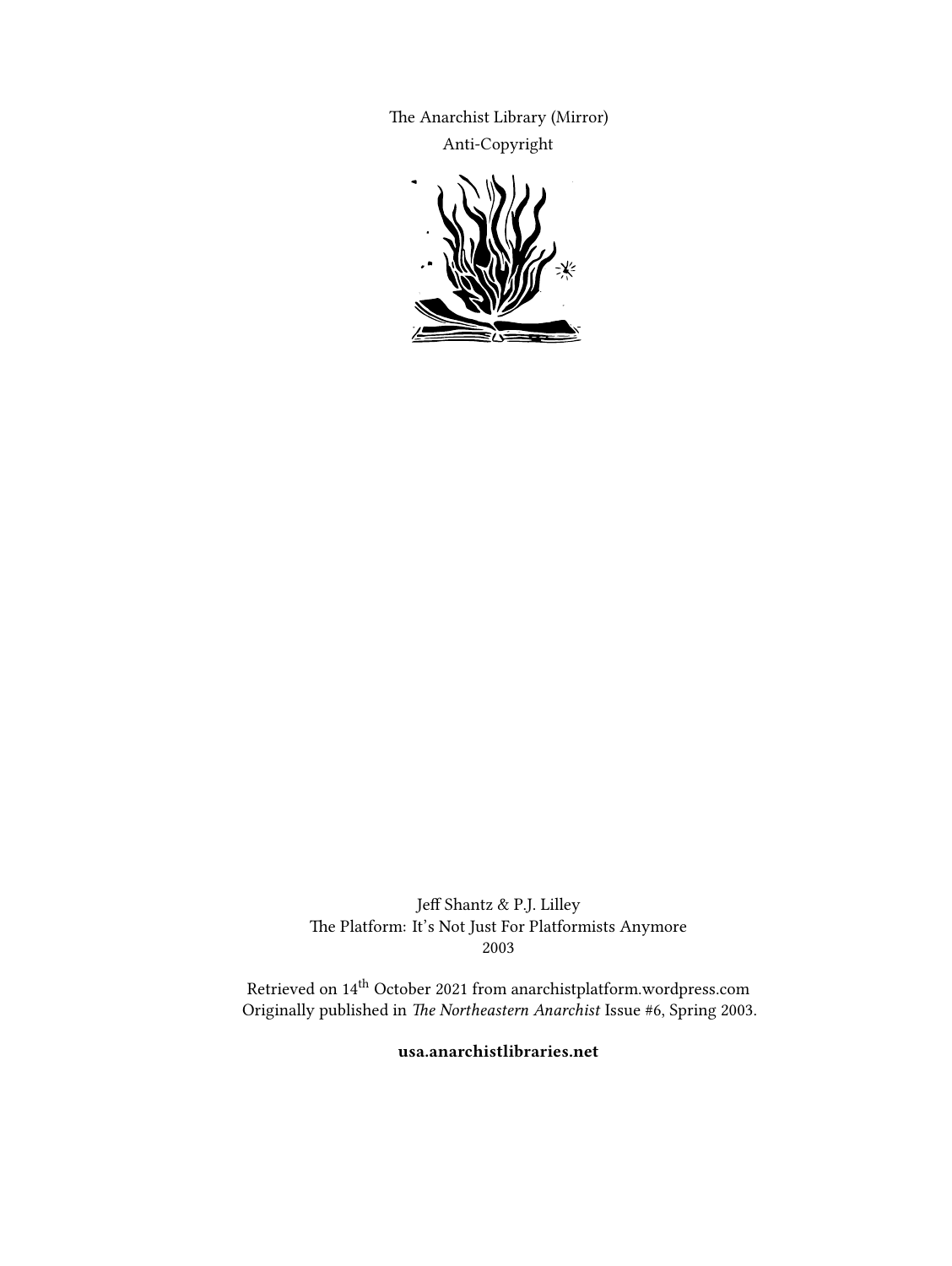The Anarchist Library (Mirror)
Anti-Copyright

Jeff Shantz & P.J. Lilley
The Platform: It's Not Just For Platformists Anymore
2003

Retrieved on 14th October 2021 from anarchistplatform.wordpress.com
Originally published in *The Northeastern Anarchist* Issue #6, Spring 2003.

**usa.anarchistlibraries.net**